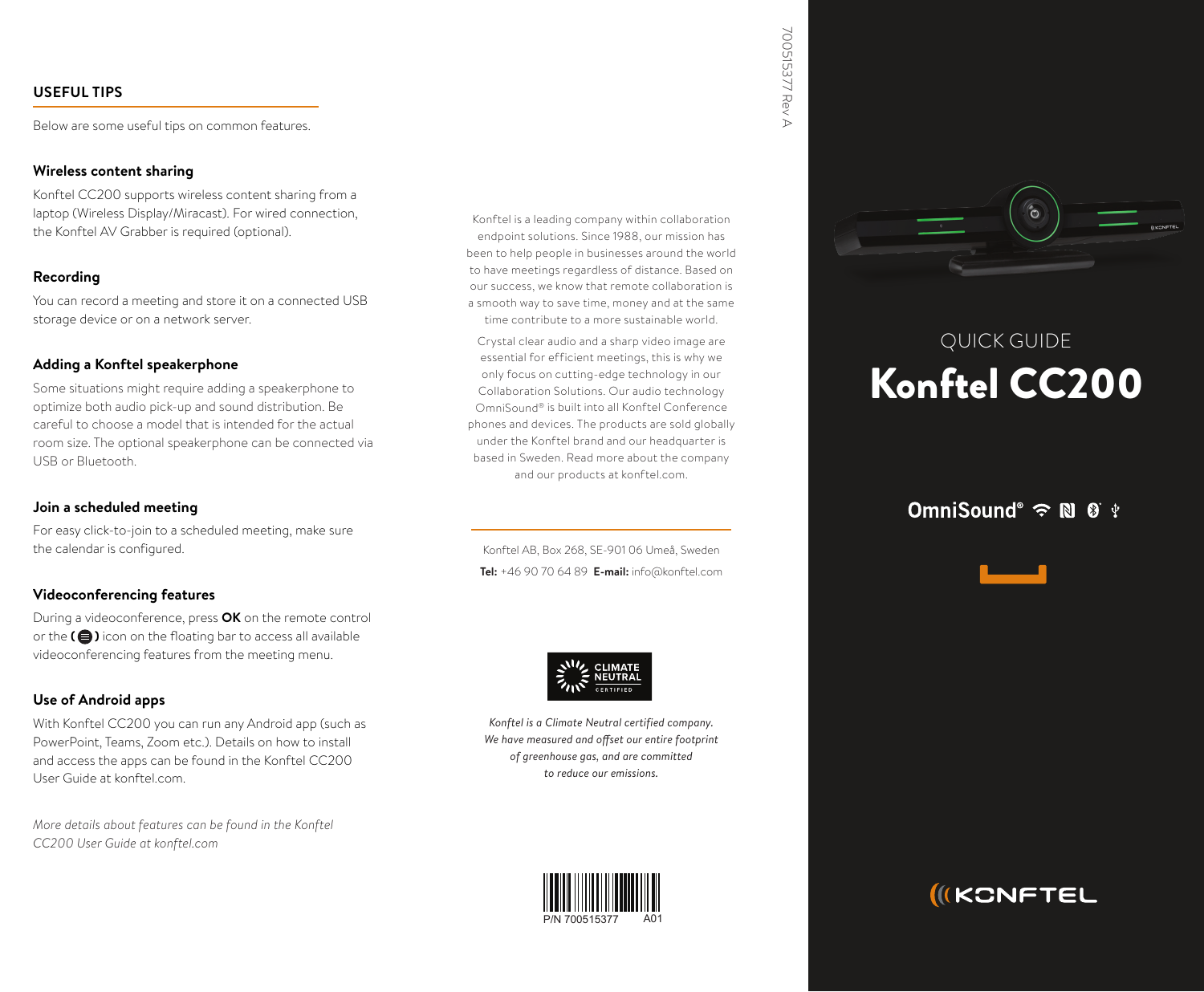## USEFUL TIPS

Below are some useful tips on common features.

### Wireless content sharing

Konftel CC200 supports wireless content sharing from a laptop (Wireless Display/Miracast). For wired connection, the Konftel AV Grabber is required (optional).

### Recording

You can record a meeting and store it on a connected USB storage device or on a network server.

### Adding a Konftel speakerphone

Some situations might require adding a speakerphone to optimize both audio pick-up and sound distribution. Be careful to choose a model that is intended for the actual room size. The optional speakerphone can be connected via USB or Bluetooth.

### Join a scheduled meeting

For easy click-to-join to a scheduled meeting, make sure the calendar is configured.

### Videoconferencing features

During a videoconference, press **OK** on the remote control or the **( )** icon on the floating bar to access all available videoconferencing features from the meeting menu.

### Use of Android apps

With Konftel CC200 you can run any Android app (such as PowerPoint, Teams, Zoom etc.). Details on how to install and access the apps can be found in the Konftel CC200 User Guide at konftel.com.

*More details about features can be found in the Konftel CC200 User Guide at konftel.com*

Konftel is a leading company within collaboration endpoint solutions. Since 1988, our mission has been to help people in businesses around the world to have meetings regardless of distance. Based on our success, we know that remote collaboration is a smooth way to save time, money and at the same time contribute to a more sustainable world.

Crystal clear audio and a sharp video image are essential for efficient meetings, this is why we only focus on cutting-edge technology in our Collaboration Solutions. Our audio technology OmniSound® is built into all Konftel Conference phones and devices. The products are sold globally under the Konftel brand and our headquarter is based in Sweden. Read more about the company and our products at konftel.com.

Konftel AB, Box 268, SE-901 06 Umeå, Sweden

**Tel:** +46 90 70 64 89 **E-mail:** info@konftel.com

CLIMATE NEUTRAL CERTIFIED

*Konftel is a Climate Neutral certified company. We have measured and offset our entire footprint of greenhouse gas, and are committed to reduce our emissions.*

P/N 700515377 A01

700515377 Rev A

QUICK GUIDE

# Konftel CC200

OmniSound®

KONFTEL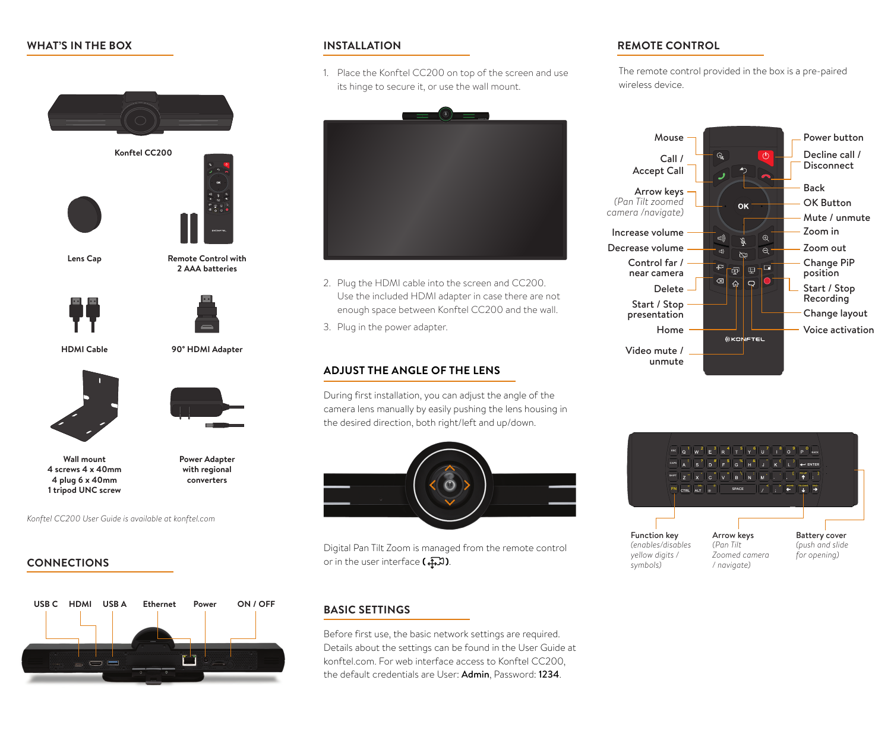## WHAT'S IN THE BOX

Konftel CC200

Lens Cap

Remote Control with 2 AAA batteries

HDMI Cable

90° HDMI Adapter

Wall mount
4 screws 4 x 40mm
4 plug 6 x 40mm
1 tripod UNC screw

Power Adapter with regional converters

*Konftel CC200 User Guide is available at konftel.com*

## CONNECTIONS

USB C
HDMI
USB A
Ethernet
Power
ON / OFF

## INSTALLATION

1. Place the Konftel CC200 on top of the screen and use its hinge to secure it, or use the wall mount.
2. Plug the HDMI cable into the screen and CC200. Use the included HDMI adapter in case there are not enough space between Konftel CC200 and the wall.
3. Plug in the power adapter.

## ADJUST THE ANGLE OF THE LENS

During first installation, you can adjust the angle of the camera lens manually by easily pushing the lens housing in the desired direction, both right/left and up/down.

Digital Pan Tilt Zoom is managed from the remote control or in the user interface ( ).

## BASIC SETTINGS

Before first use, the basic network settings are required. Details about the settings can be found in the User Guide at konftel.com. For web interface access to Konftel CC200, the default credentials are User: **Admin**, Password: **1234**.

## REMOTE CONTROL

The remote control provided in the box is a pre-paired wireless device.

Mouse
Call / Accept Call
Arrow keys
*(Pan Tilt zoomed camera /navigate)*
Increase volume
Decrease volume
Control far / near camera
Delete
Start / Stop presentation
Home
Video mute / unmute

Power button
Decline call / Disconnect
Back
OK Button
Mute / unmute
Zoom in
Zoom out
Change PiP position
Start / Stop Recording
Change layout
Voice activation

Function key
*(enables/disables yellow digits / symbols)*

Arrow keys
*(Pan Tilt Zoomed camera / navigate)*

Battery cover
*(push and slide for opening)*